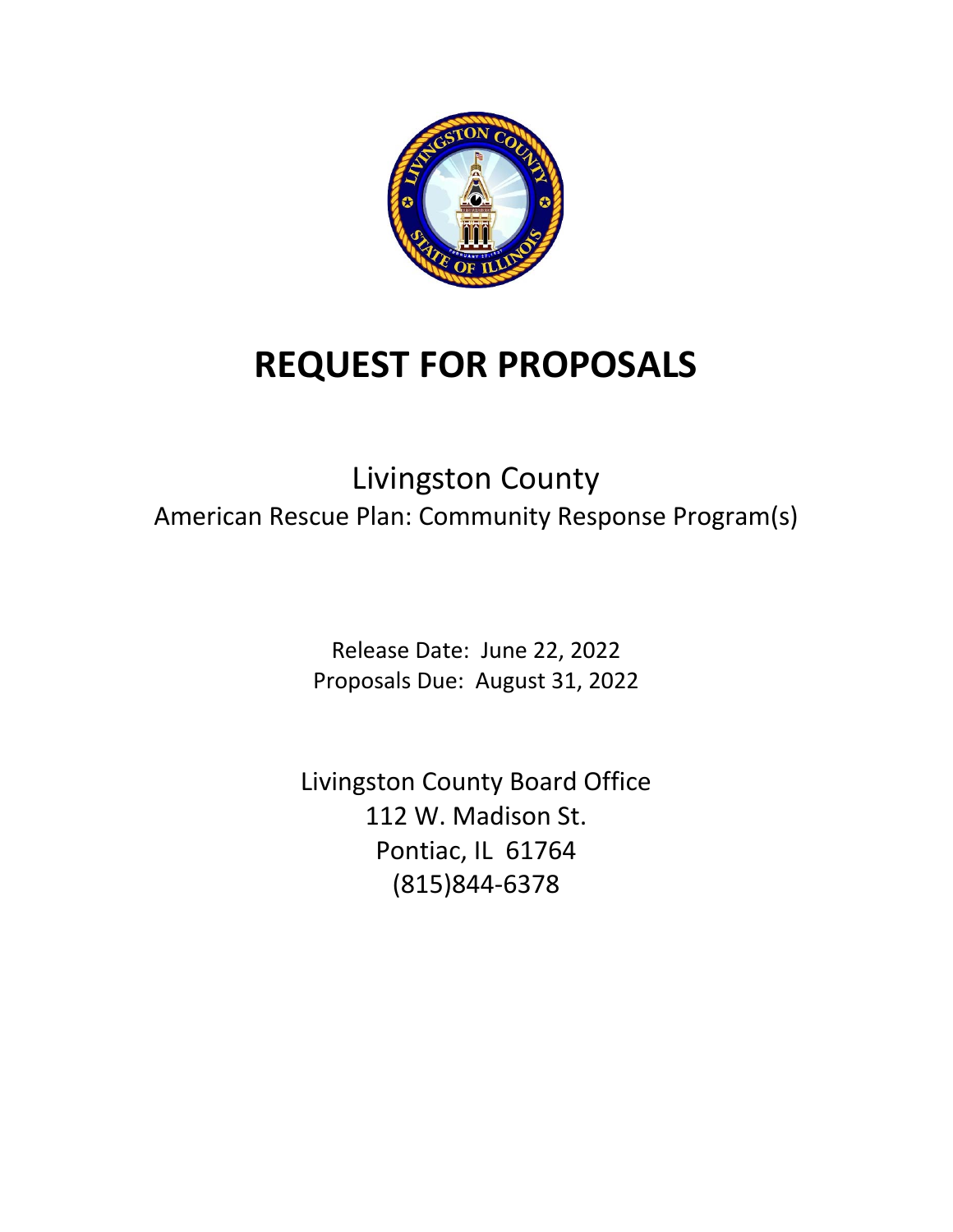# REQUEST FOR PROPOSALS

Livingston County

American Rescue Plan: Community Response Program(s)

Release Date: June 22, 2022

Proposals Due: August 31, 2022

Livingston County Board Office

112 W. Madison St.

Pontiac, IL 61764

(815)844-6378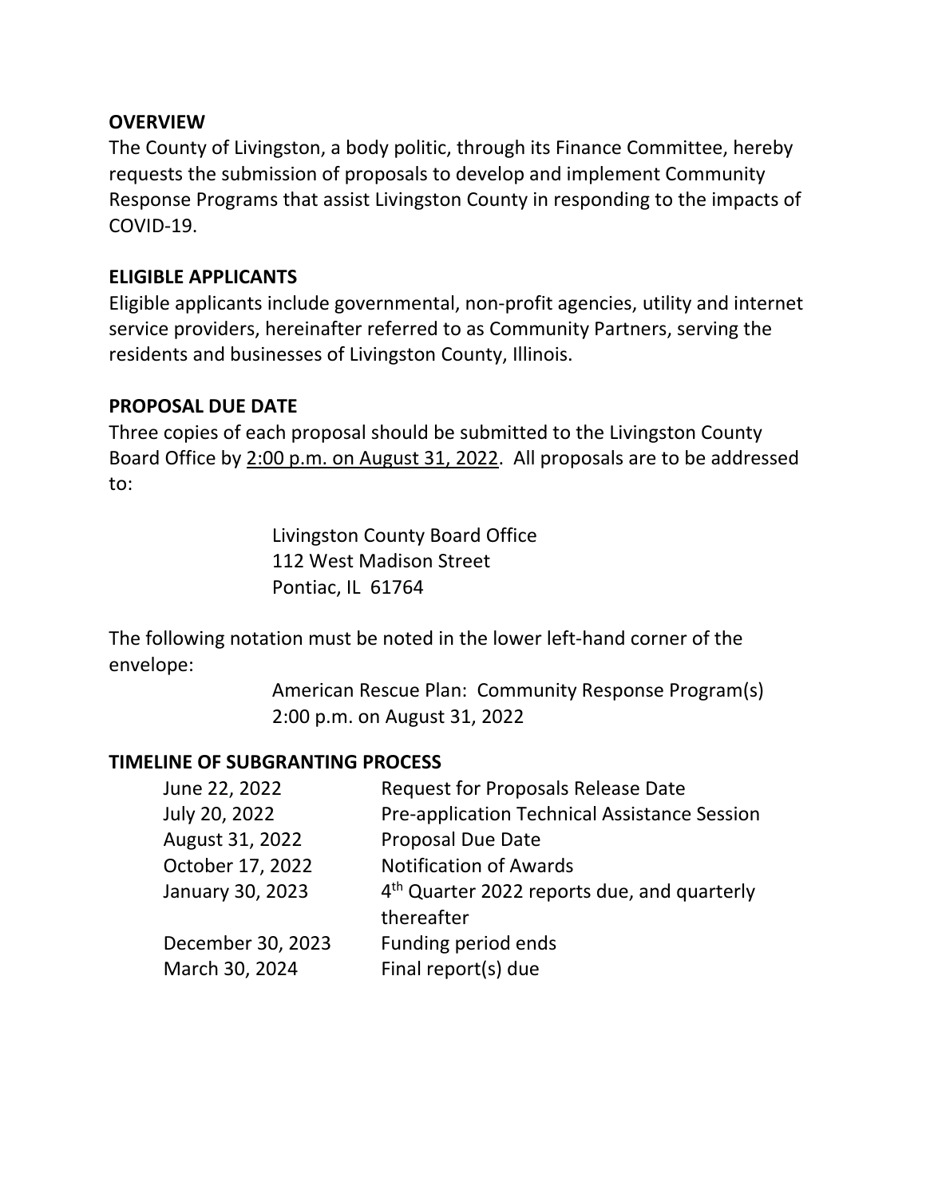**OVERVIEW**

The County of Livingston, a body politic, through its Finance Committee, hereby requests the submission of proposals to develop and implement Community Response Programs that assist Livingston County in responding to the impacts of COVID-19.

**ELIGIBLE APPLICANTS**

Eligible applicants include governmental, non-profit agencies, utility and internet service providers, hereinafter referred to as Community Partners, serving the residents and businesses of Livingston County, Illinois.

**PROPOSAL DUE DATE**

Three copies of each proposal should be submitted to the Livingston County Board Office by <u>2:00 p.m. on August 31, 2022</u>. All proposals are to be addressed to:

> Livingston County Board Office
> 112 West Madison Street
> Pontiac, IL 61764

The following notation must be noted in the lower left-hand corner of the envelope:

> American Rescue Plan: Community Response Program(s)
> 2:00 p.m. on August 31, 2022

**TIMELINE OF SUBGRANTING PROCESS**

| | |
|---|---|
| June 22, 2022 | Request for Proposals Release Date |
| July 20, 2022 | Pre-application Technical Assistance Session |
| August 31, 2022 | Proposal Due Date |
| October 17, 2022 | Notification of Awards |
| January 30, 2023 | 4th Quarter 2022 reports due, and quarterly thereafter |
| December 30, 2023 | Funding period ends |
| March 30, 2024 | Final report(s) due |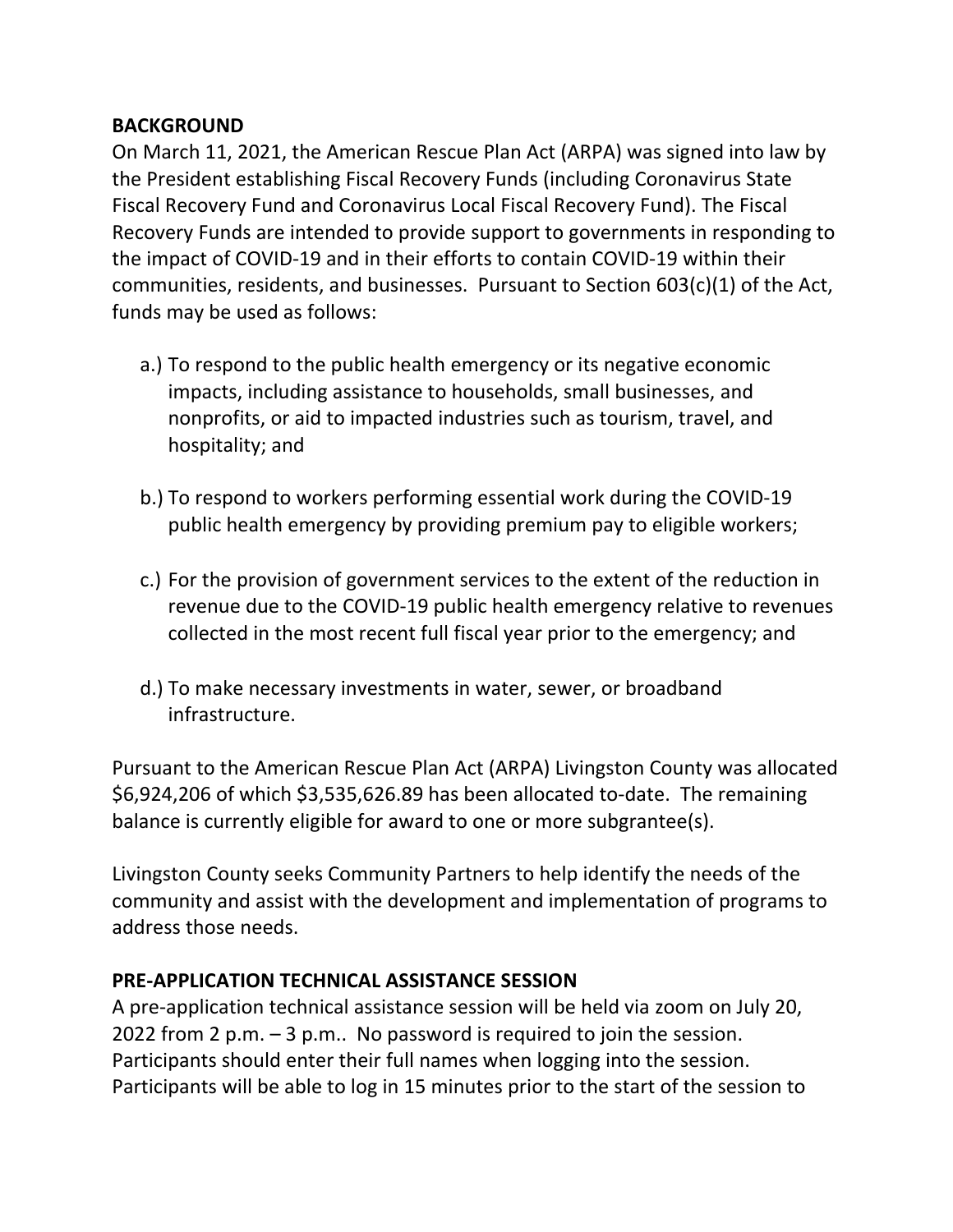## BACKGROUND

On March 11, 2021, the American Rescue Plan Act (ARPA) was signed into law by the President establishing Fiscal Recovery Funds (including Coronavirus State Fiscal Recovery Fund and Coronavirus Local Fiscal Recovery Fund). The Fiscal Recovery Funds are intended to provide support to governments in responding to the impact of COVID-19 and in their efforts to contain COVID-19 within their communities, residents, and businesses. Pursuant to Section 603(c)(1) of the Act, funds may be used as follows:

a.) To respond to the public health emergency or its negative economic impacts, including assistance to households, small businesses, and nonprofits, or aid to impacted industries such as tourism, travel, and hospitality; and

b.) To respond to workers performing essential work during the COVID-19 public health emergency by providing premium pay to eligible workers;

c.) For the provision of government services to the extent of the reduction in revenue due to the COVID-19 public health emergency relative to revenues collected in the most recent full fiscal year prior to the emergency; and

d.) To make necessary investments in water, sewer, or broadband infrastructure.

Pursuant to the American Rescue Plan Act (ARPA) Livingston County was allocated $6,924,206 of which $3,535,626.89 has been allocated to-date. The remaining balance is currently eligible for award to one or more subgrantee(s).

Livingston County seeks Community Partners to help identify the needs of the community and assist with the development and implementation of programs to address those needs.

## PRE-APPLICATION TECHNICAL ASSISTANCE SESSION

A pre-application technical assistance session will be held via zoom on July 20, 2022 from 2 p.m. – 3 p.m.. No password is required to join the session. Participants should enter their full names when logging into the session. Participants will be able to log in 15 minutes prior to the start of the session to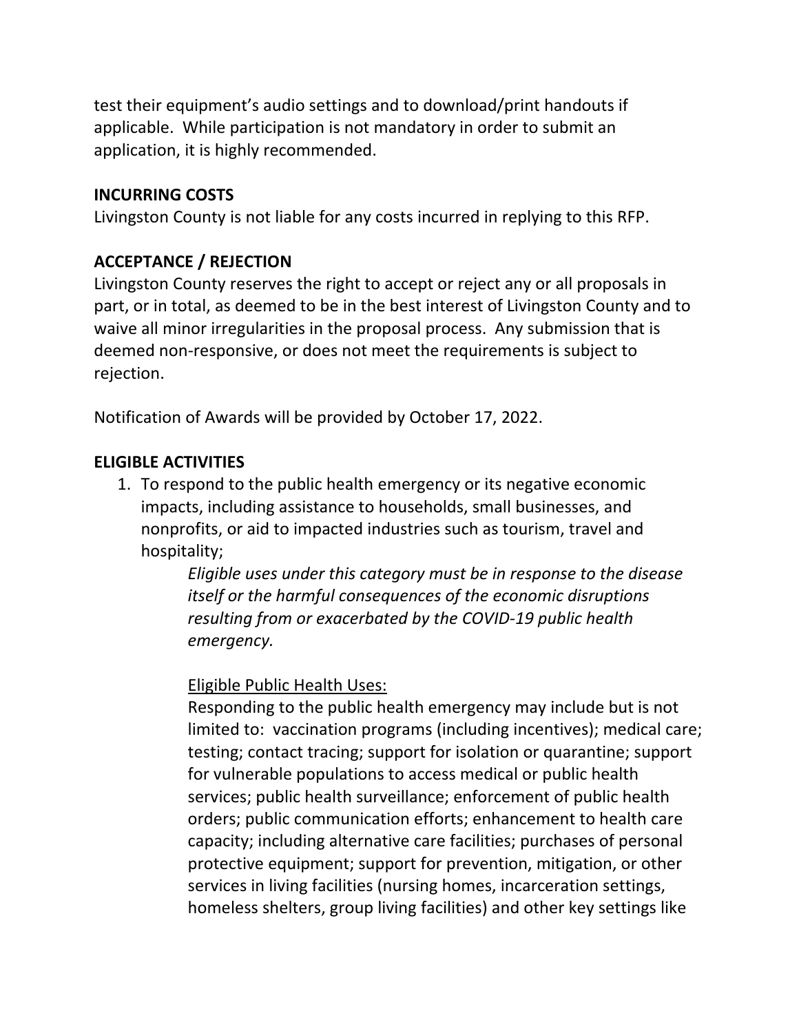test their equipment's audio settings and to download/print handouts if applicable. While participation is not mandatory in order to submit an application, it is highly recommended.

**INCURRING COSTS**

Livingston County is not liable for any costs incurred in replying to this RFP.

**ACCEPTANCE / REJECTION**

Livingston County reserves the right to accept or reject any or all proposals in part, or in total, as deemed to be in the best interest of Livingston County and to waive all minor irregularities in the proposal process. Any submission that is deemed non-responsive, or does not meet the requirements is subject to rejection.

Notification of Awards will be provided by October 17, 2022.

**ELIGIBLE ACTIVITIES**

1. To respond to the public health emergency or its negative economic impacts, including assistance to households, small businesses, and nonprofits, or aid to impacted industries such as tourism, travel and hospitality;

   *Eligible uses under this category must be in response to the disease itself or the harmful consequences of the economic disruptions resulting from or exacerbated by the COVID-19 public health emergency.*

   <u>Eligible Public Health Uses:</u>

   Responding to the public health emergency may include but is not limited to: vaccination programs (including incentives); medical care; testing; contact tracing; support for isolation or quarantine; support for vulnerable populations to access medical or public health services; public health surveillance; enforcement of public health orders; public communication efforts; enhancement to health care capacity; including alternative care facilities; purchases of personal protective equipment; support for prevention, mitigation, or other services in living facilities (nursing homes, incarceration settings, homeless shelters, group living facilities) and other key settings like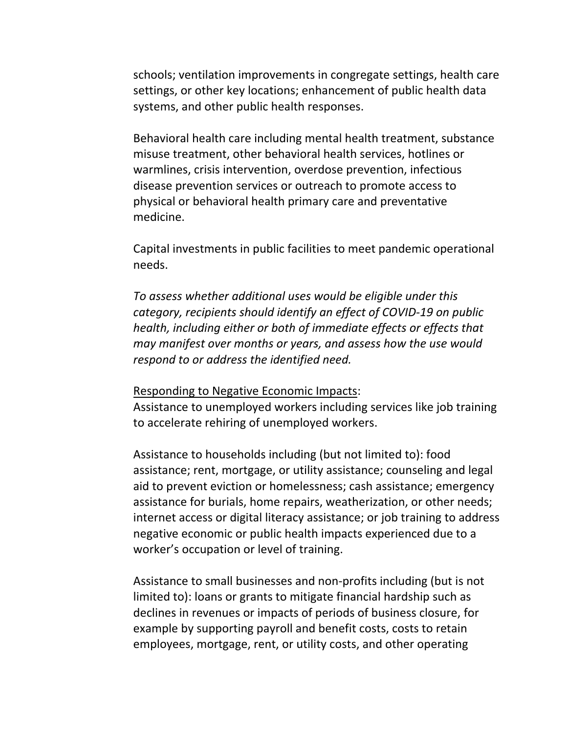schools; ventilation improvements in congregate settings, health care settings, or other key locations; enhancement of public health data systems, and other public health responses.

Behavioral health care including mental health treatment, substance misuse treatment, other behavioral health services, hotlines or warmlines, crisis intervention, overdose prevention, infectious disease prevention services or outreach to promote access to physical or behavioral health primary care and preventative medicine.

Capital investments in public facilities to meet pandemic operational needs.

*To assess whether additional uses would be eligible under this category, recipients should identify an effect of COVID-19 on public health, including either or both of immediate effects or effects that may manifest over months or years, and assess how the use would respond to or address the identified need.*

<u>Responding to Negative Economic Impacts</u>:
Assistance to unemployed workers including services like job training to accelerate rehiring of unemployed workers.

Assistance to households including (but not limited to): food assistance; rent, mortgage, or utility assistance; counseling and legal aid to prevent eviction or homelessness; cash assistance; emergency assistance for burials, home repairs, weatherization, or other needs; internet access or digital literacy assistance; or job training to address negative economic or public health impacts experienced due to a worker's occupation or level of training.

Assistance to small businesses and non-profits including (but is not limited to): loans or grants to mitigate financial hardship such as declines in revenues or impacts of periods of business closure, for example by supporting payroll and benefit costs, costs to retain employees, mortgage, rent, or utility costs, and other operating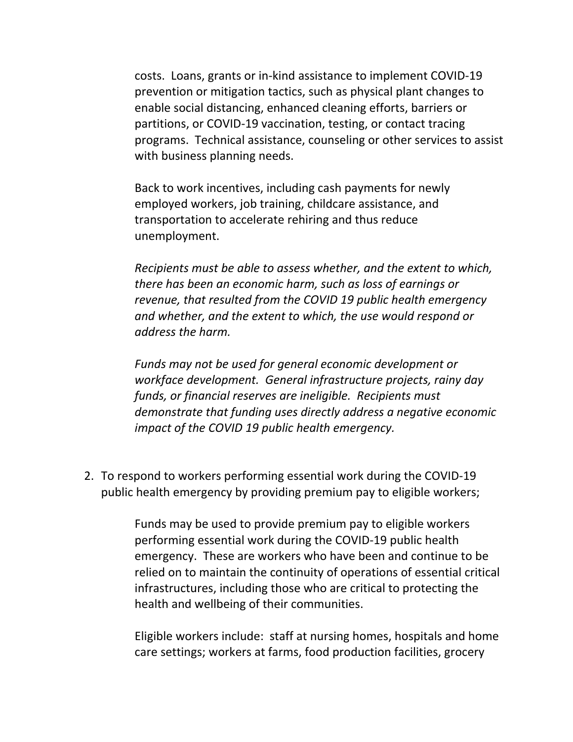costs. Loans, grants or in-kind assistance to implement COVID-19 prevention or mitigation tactics, such as physical plant changes to enable social distancing, enhanced cleaning efforts, barriers or partitions, or COVID-19 vaccination, testing, or contact tracing programs. Technical assistance, counseling or other services to assist with business planning needs.

Back to work incentives, including cash payments for newly employed workers, job training, childcare assistance, and transportation to accelerate rehiring and thus reduce unemployment.

*Recipients must be able to assess whether, and the extent to which, there has been an economic harm, such as loss of earnings or revenue, that resulted from the COVID 19 public health emergency and whether, and the extent to which, the use would respond or address the harm.*

*Funds may not be used for general economic development or workface development. General infrastructure projects, rainy day funds, or financial reserves are ineligible. Recipients must demonstrate that funding uses directly address a negative economic impact of the COVID 19 public health emergency.*

2. To respond to workers performing essential work during the COVID-19 public health emergency by providing premium pay to eligible workers;

   Funds may be used to provide premium pay to eligible workers performing essential work during the COVID-19 public health emergency. These are workers who have been and continue to be relied on to maintain the continuity of operations of essential critical infrastructures, including those who are critical to protecting the health and wellbeing of their communities.

   Eligible workers include: staff at nursing homes, hospitals and home care settings; workers at farms, food production facilities, grocery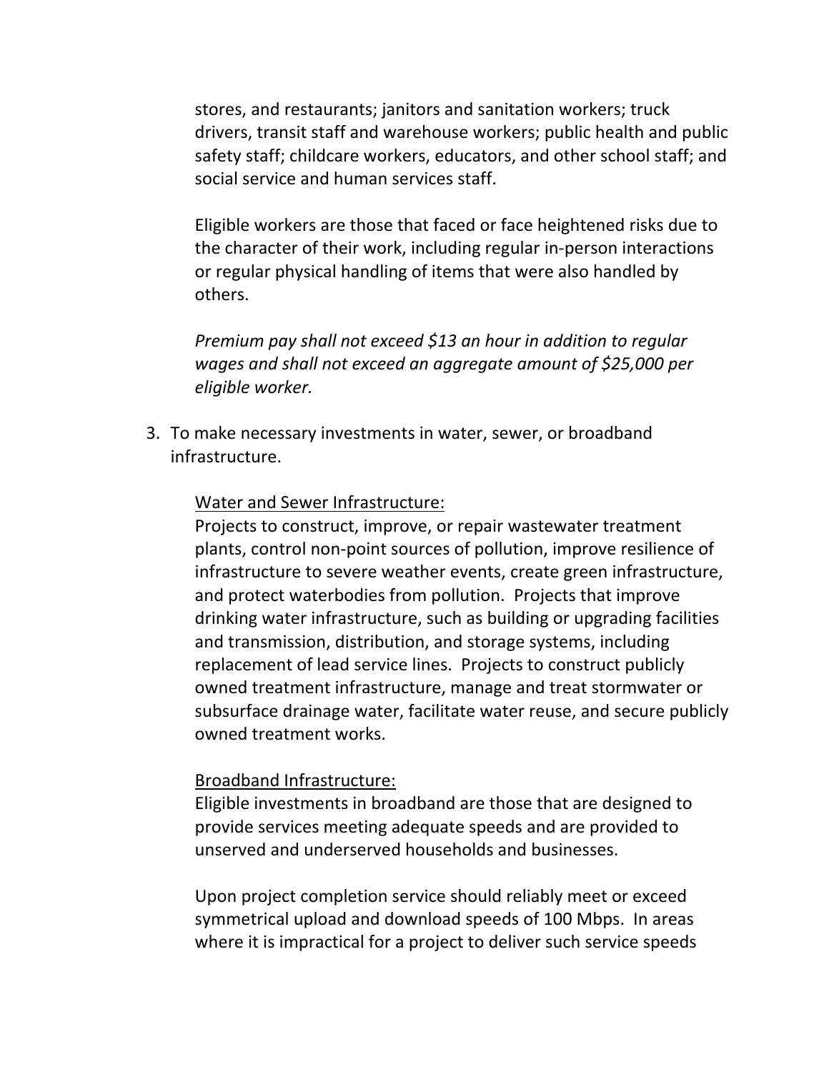stores, and restaurants; janitors and sanitation workers; truck drivers, transit staff and warehouse workers; public health and public safety staff; childcare workers, educators, and other school staff; and social service and human services staff.

Eligible workers are those that faced or face heightened risks due to the character of their work, including regular in-person interactions or regular physical handling of items that were also handled by others.

*Premium pay shall not exceed $13 an hour in addition to regular wages and shall not exceed an aggregate amount of $25,000 per eligible worker.*

3. To make necessary investments in water, sewer, or broadband infrastructure.

   <u>Water and Sewer Infrastructure:</u>
   Projects to construct, improve, or repair wastewater treatment plants, control non-point sources of pollution, improve resilience of infrastructure to severe weather events, create green infrastructure, and protect waterbodies from pollution. Projects that improve drinking water infrastructure, such as building or upgrading facilities and transmission, distribution, and storage systems, including replacement of lead service lines. Projects to construct publicly owned treatment infrastructure, manage and treat stormwater or subsurface drainage water, facilitate water reuse, and secure publicly owned treatment works.

   <u>Broadband Infrastructure:</u>
   Eligible investments in broadband are those that are designed to provide services meeting adequate speeds and are provided to unserved and underserved households and businesses.

   Upon project completion service should reliably meet or exceed symmetrical upload and download speeds of 100 Mbps. In areas where it is impractical for a project to deliver such service speeds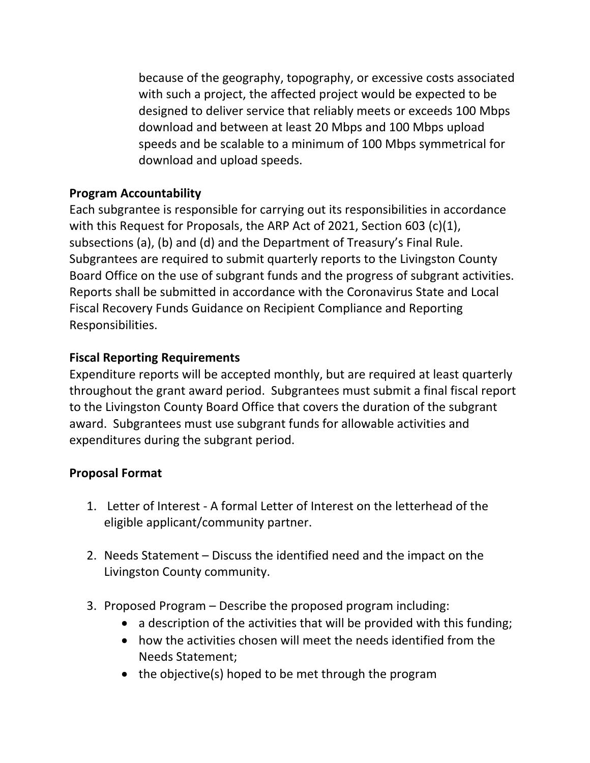because of the geography, topography, or excessive costs associated with such a project, the affected project would be expected to be designed to deliver service that reliably meets or exceeds 100 Mbps download and between at least 20 Mbps and 100 Mbps upload speeds and be scalable to a minimum of 100 Mbps symmetrical for download and upload speeds.

**Program Accountability**

Each subgrantee is responsible for carrying out its responsibilities in accordance with this Request for Proposals, the ARP Act of 2021, Section 603 (c)(1), subsections (a), (b) and (d) and the Department of Treasury's Final Rule. Subgrantees are required to submit quarterly reports to the Livingston County Board Office on the use of subgrant funds and the progress of subgrant activities. Reports shall be submitted in accordance with the Coronavirus State and Local Fiscal Recovery Funds Guidance on Recipient Compliance and Reporting Responsibilities.

**Fiscal Reporting Requirements**

Expenditure reports will be accepted monthly, but are required at least quarterly throughout the grant award period. Subgrantees must submit a final fiscal report to the Livingston County Board Office that covers the duration of the subgrant award. Subgrantees must use subgrant funds for allowable activities and expenditures during the subgrant period.

**Proposal Format**

1. Letter of Interest - A formal Letter of Interest on the letterhead of the eligible applicant/community partner.

2. Needs Statement – Discuss the identified need and the impact on the Livingston County community.

3. Proposed Program – Describe the proposed program including:
    - a description of the activities that will be provided with this funding;
    - how the activities chosen will meet the needs identified from the Needs Statement;
    - the objective(s) hoped to be met through the program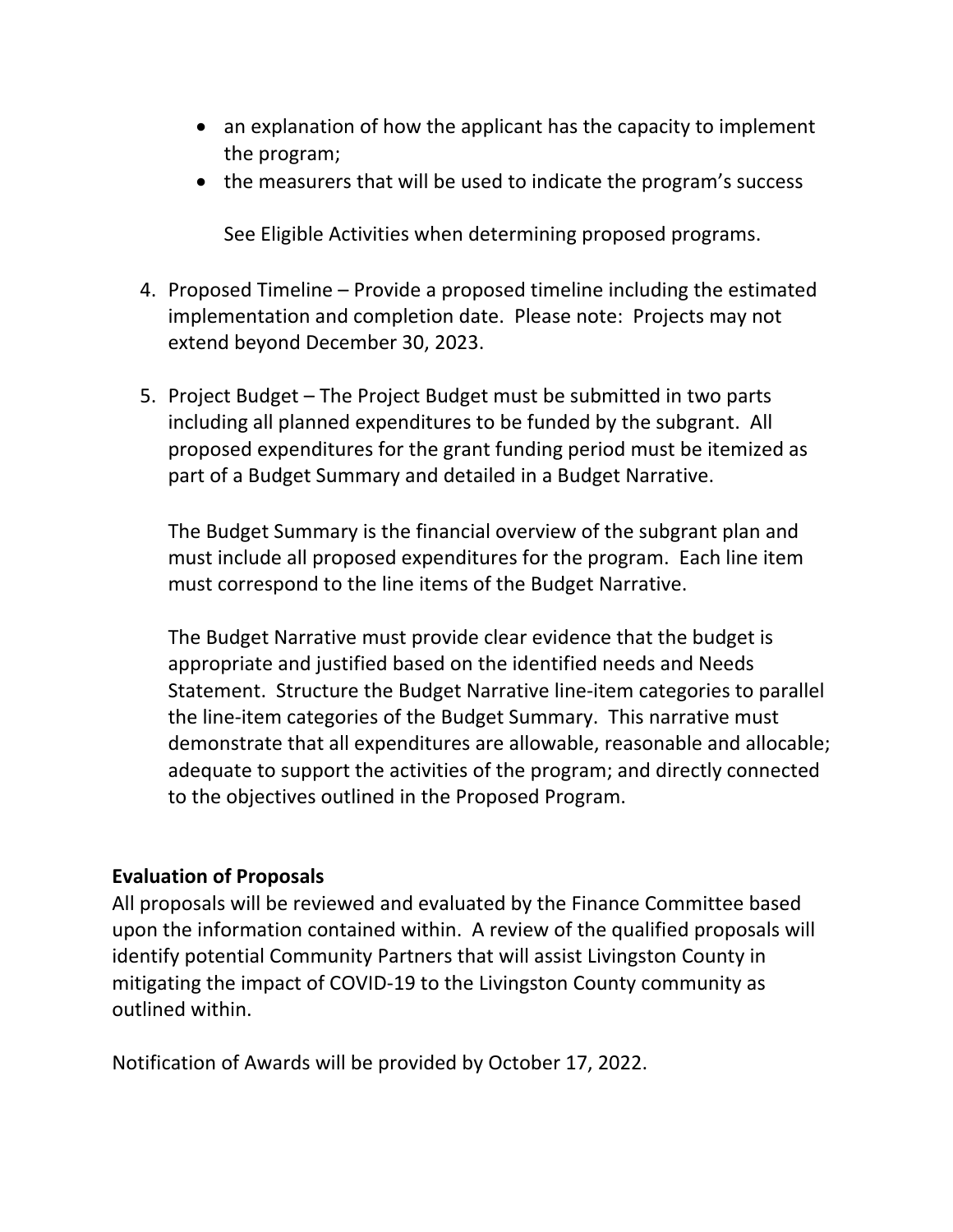- an explanation of how the applicant has the capacity to implement the program;
- the measurers that will be used to indicate the program's success

  See Eligible Activities when determining proposed programs.

4. Proposed Timeline – Provide a proposed timeline including the estimated implementation and completion date. Please note: Projects may not extend beyond December 30, 2023.

5. Project Budget – The Project Budget must be submitted in two parts including all planned expenditures to be funded by the subgrant. All proposed expenditures for the grant funding period must be itemized as part of a Budget Summary and detailed in a Budget Narrative.

   The Budget Summary is the financial overview of the subgrant plan and must include all proposed expenditures for the program. Each line item must correspond to the line items of the Budget Narrative.

   The Budget Narrative must provide clear evidence that the budget is appropriate and justified based on the identified needs and Needs Statement. Structure the Budget Narrative line-item categories to parallel the line-item categories of the Budget Summary. This narrative must demonstrate that all expenditures are allowable, reasonable and allocable; adequate to support the activities of the program; and directly connected to the objectives outlined in the Proposed Program.

**Evaluation of Proposals**

All proposals will be reviewed and evaluated by the Finance Committee based upon the information contained within. A review of the qualified proposals will identify potential Community Partners that will assist Livingston County in mitigating the impact of COVID-19 to the Livingston County community as outlined within.

Notification of Awards will be provided by October 17, 2022.